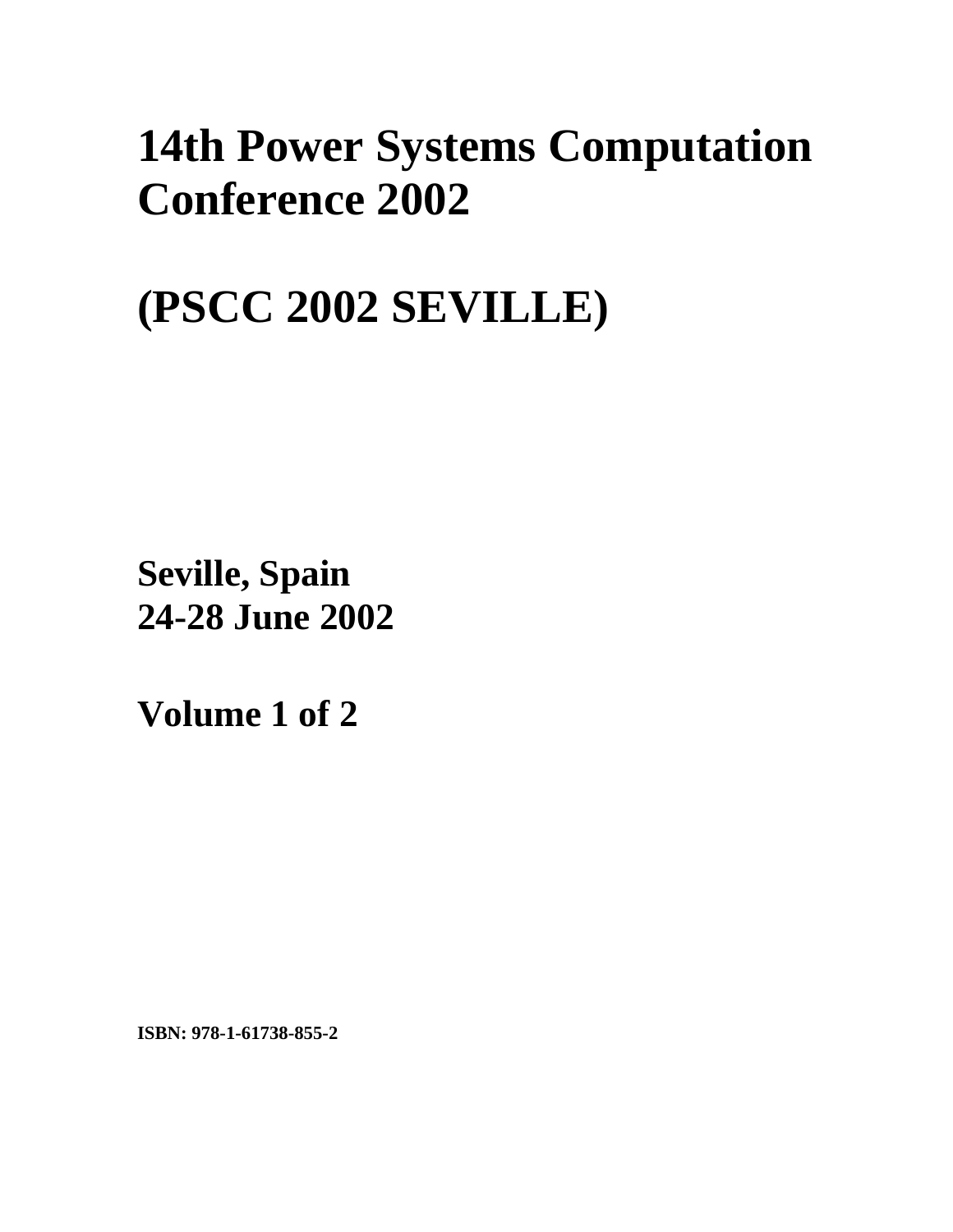# 14th Power Systems Computation Conference 2002

# (PSCC 2002 SEVILLE)

**Seville, Spain**
**24-28 June 2002**

**Volume 1 of 2**

**ISBN: 978-1-61738-855-2**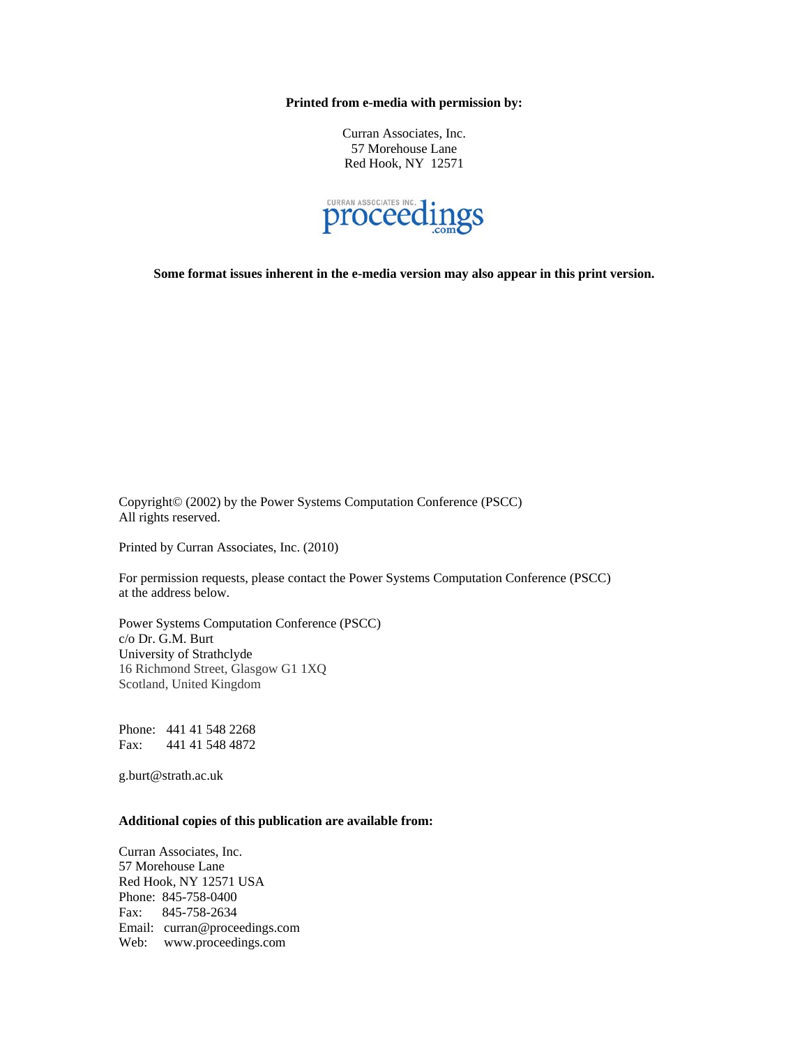**Printed from e-media with permission by:**

Curran Associates, Inc.
57 Morehouse Lane
Red Hook, NY 12571

CURRAN ASSOCIATES INC.
proceedings
.com

**Some format issues inherent in the e-media version may also appear in this print version.**

Copyright© (2002) by the Power Systems Computation Conference (PSCC)
All rights reserved.

Printed by Curran Associates, Inc. (2010)

For permission requests, please contact the Power Systems Computation Conference (PSCC) at the address below.

Power Systems Computation Conference (PSCC)
c/o Dr. G.M. Burt
University of Strathclyde
16 Richmond Street, Glasgow G1 1XQ
Scotland, United Kingdom

Phone: 441 41 548 2268
Fax: 441 41 548 4872

g.burt@strath.ac.uk

**Additional copies of this publication are available from:**

Curran Associates, Inc.
57 Morehouse Lane
Red Hook, NY 12571 USA
Phone: 845-758-0400
Fax: 845-758-2634
Email: curran@proceedings.com
Web: www.proceedings.com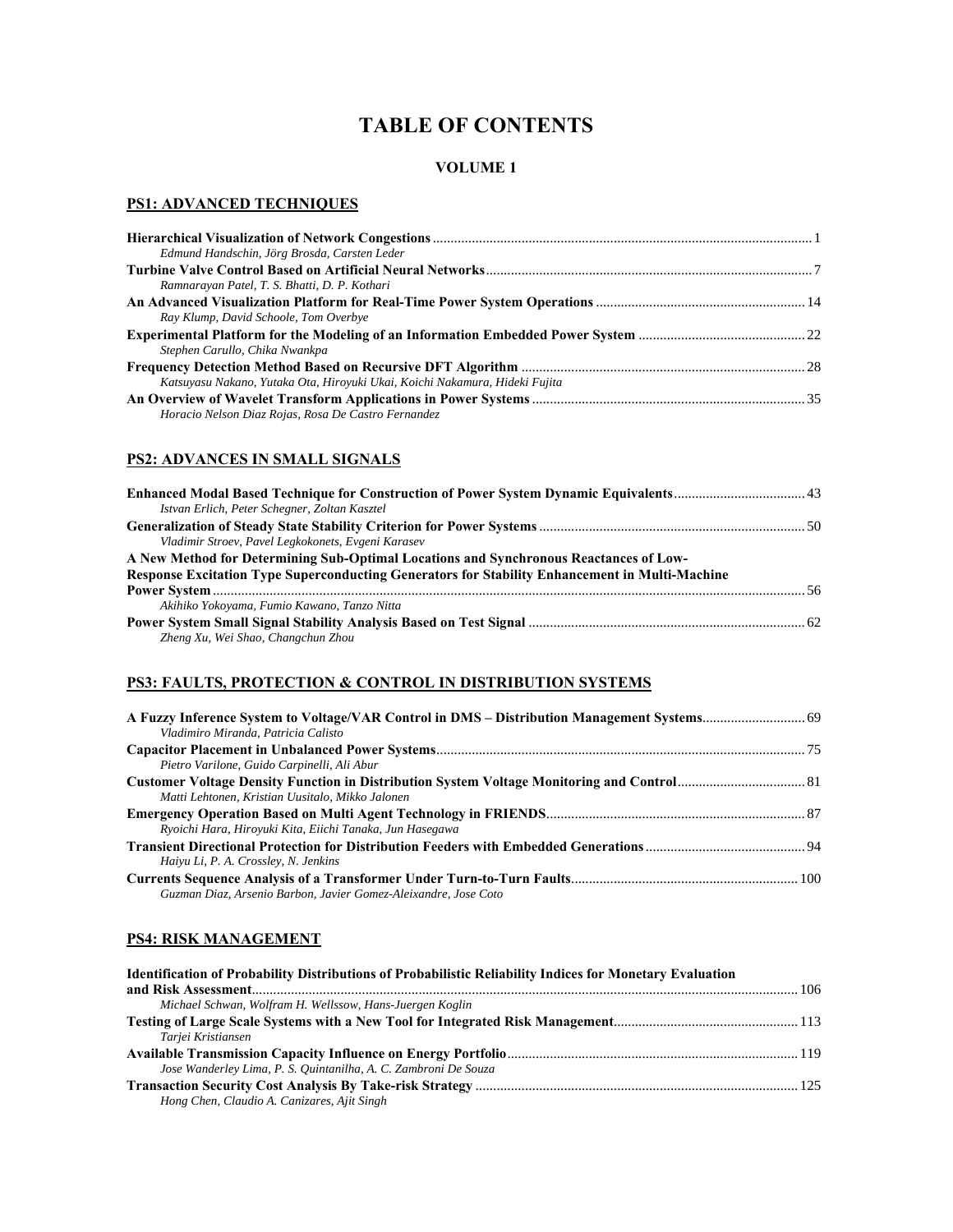# TABLE OF CONTENTS

## VOLUME 1

### PS1: ADVANCED TECHNIQUES

**Hierarchical Visualization of Network Congestions** ........................................ 1
*Edmund Handschin, Jörg Brosda, Carsten Leder*

**Turbine Valve Control Based on Artificial Neural Networks** ........................................ 7
*Ramnarayan Patel, T. S. Bhatti, D. P. Kothari*

**An Advanced Visualization Platform for Real-Time Power System Operations** ........................................ 14
*Ray Klump, David Schoole, Tom Overbye*

**Experimental Platform for the Modeling of an Information Embedded Power System** ........................................ 22
*Stephen Carullo, Chika Nwankpa*

**Frequency Detection Method Based on Recursive DFT Algorithm** ........................................ 28
*Katsuyasu Nakano, Yutaka Ota, Hiroyuki Ukai, Koichi Nakamura, Hideki Fujita*

**An Overview of Wavelet Transform Applications in Power Systems** ........................................ 35
*Horacio Nelson Diaz Rojas, Rosa De Castro Fernandez*

### PS2: ADVANCES IN SMALL SIGNALS

**Enhanced Modal Based Technique for Construction of Power System Dynamic Equivalents** ........................................ 43
*Istvan Erlich, Peter Schegner, Zoltan Kasztel*

**Generalization of Steady State Stability Criterion for Power Systems** ........................................ 50
*Vladimir Stroev, Pavel Legkokonets, Evgeni Karasev*

**A New Method for Determining Sub-Optimal Locations and Synchronous Reactances of Low-Response Excitation Type Superconducting Generators for Stability Enhancement in Multi-Machine Power System** ........................................ 56
*Akihiko Yokoyama, Fumio Kawano, Tanzo Nitta*

**Power System Small Signal Stability Analysis Based on Test Signal** ........................................ 62
*Zheng Xu, Wei Shao, Changchun Zhou*

### PS3: FAULTS, PROTECTION & CONTROL IN DISTRIBUTION SYSTEMS

**A Fuzzy Inference System to Voltage/VAR Control in DMS – Distribution Management Systems** ........................................ 69
*Vladimiro Miranda, Patricia Calisto*

**Capacitor Placement in Unbalanced Power Systems** ........................................ 75
*Pietro Varilone, Guido Carpinelli, Ali Abur*

**Customer Voltage Density Function in Distribution System Voltage Monitoring and Control** ........................................ 81
*Matti Lehtonen, Kristian Uusitalo, Mikko Jalonen*

**Emergency Operation Based on Multi Agent Technology in FRIENDS** ........................................ 87
*Ryoichi Hara, Hiroyuki Kita, Eiichi Tanaka, Jun Hasegawa*

**Transient Directional Protection for Distribution Feeders with Embedded Generations** ........................................ 94
*Haiyu Li, P. A. Crossley, N. Jenkins*

**Currents Sequence Analysis of a Transformer Under Turn-to-Turn Faults** ........................................ 100
*Guzman Diaz, Arsenio Barbon, Javier Gomez-Aleixandre, Jose Coto*

### PS4: RISK MANAGEMENT

**Identification of Probability Distributions of Probabilistic Reliability Indices for Monetary Evaluation and Risk Assessment** ........................................ 106
*Michael Schwan, Wolfram H. Wellssow, Hans-Juergen Koglin*

**Testing of Large Scale Systems with a New Tool for Integrated Risk Management** ........................................ 113
*Tarjei Kristiansen*

**Available Transmission Capacity Influence on Energy Portfolio** ........................................ 119
*Jose Wanderley Lima, P. S. Quintanilha, A. C. Zambroni De Souza*

**Transaction Security Cost Analysis By Take-risk Strategy** ........................................ 125
*Hong Chen, Claudio A. Canizares, Ajit Singh*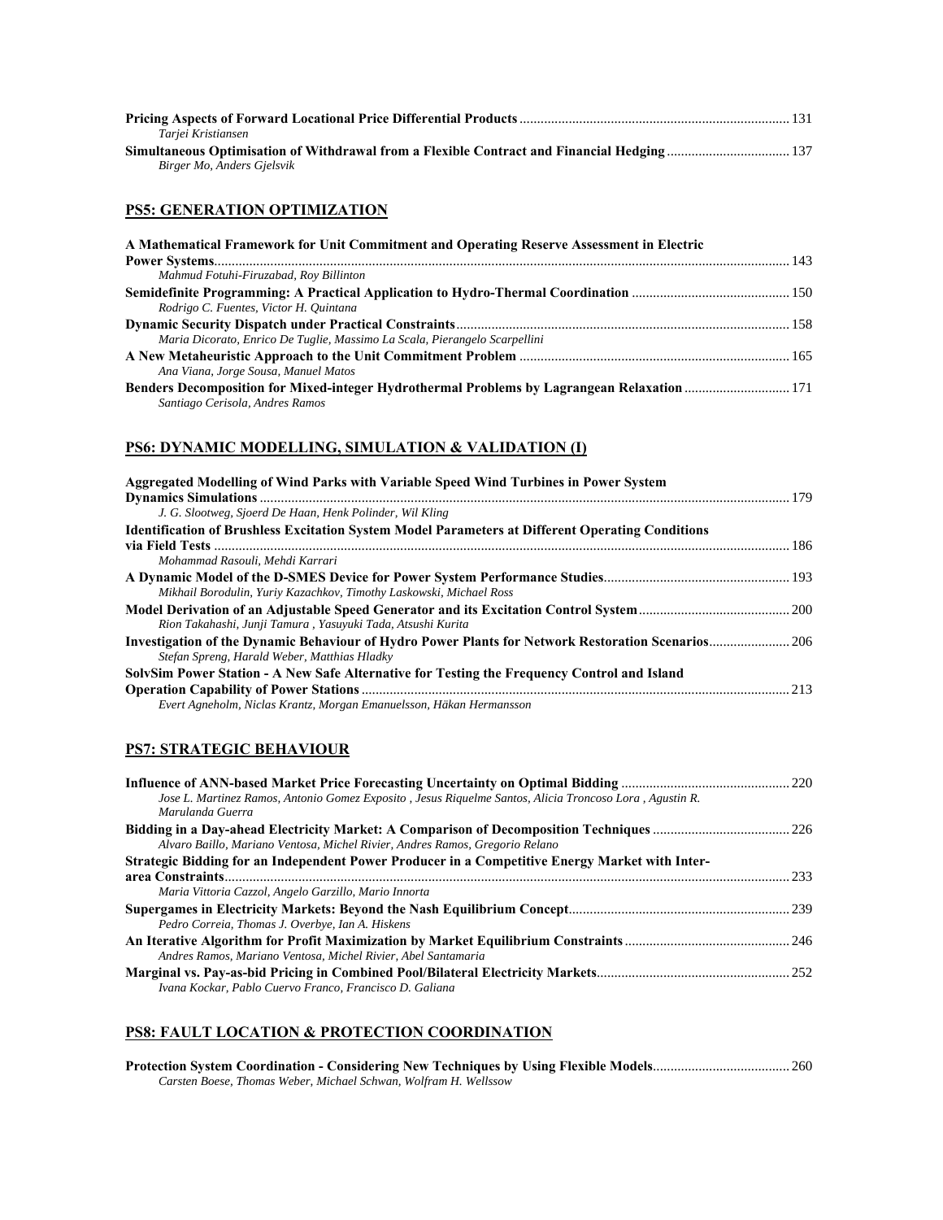**Pricing Aspects of Forward Locational Price Differential Products** ........................................ 131
*Tarjei Kristiansen*

**Simultaneous Optimisation of Withdrawal from a Flexible Contract and Financial Hedging** ........................................ 137
*Birger Mo, Anders Gjelsvik*

## PS5: GENERATION OPTIMIZATION

**A Mathematical Framework for Unit Commitment and Operating Reserve Assessment in Electric Power Systems** ........................................ 143
*Mahmud Fotuhi-Firuzabad, Roy Billinton*

**Semidefinite Programming: A Practical Application to Hydro-Thermal Coordination** ........................................ 150
*Rodrigo C. Fuentes, Victor H. Quintana*

**Dynamic Security Dispatch under Practical Constraints** ........................................ 158
*Maria Dicorato, Enrico De Tuglie, Massimo La Scala, Pierangelo Scarpellini*

**A New Metaheuristic Approach to the Unit Commitment Problem** ........................................ 165
*Ana Viana, Jorge Sousa, Manuel Matos*

**Benders Decomposition for Mixed-integer Hydrothermal Problems by Lagrangean Relaxation** ........................................ 171
*Santiago Cerisola, Andres Ramos*

## PS6: DYNAMIC MODELLING, SIMULATION & VALIDATION (I)

**Aggregated Modelling of Wind Parks with Variable Speed Wind Turbines in Power System Dynamics Simulations** ........................................ 179
*J. G. Slootweg, Sjoerd De Haan, Henk Polinder, Wil Kling*

**Identification of Brushless Excitation System Model Parameters at Different Operating Conditions via Field Tests** ........................................ 186
*Mohammad Rasouli, Mehdi Karrari*

**A Dynamic Model of the D-SMES Device for Power System Performance Studies** ........................................ 193
*Mikhail Borodulin, Yuriy Kazachkov, Timothy Laskowski, Michael Ross*

**Model Derivation of an Adjustable Speed Generator and its Excitation Control System** ........................................ 200
*Rion Takahashi, Junji Tamura , Yasuyuki Tada, Atsushi Kurita*

**Investigation of the Dynamic Behaviour of Hydro Power Plants for Network Restoration Scenarios** ........................................ 206
*Stefan Spreng, Harald Weber, Matthias Hladky*

**SolvSim Power Station - A New Safe Alternative for Testing the Frequency Control and Island Operation Capability of Power Stations** ........................................ 213
*Evert Agneholm, Niclas Krantz, Morgan Emanuelsson, Håkan Hermansson*

## PS7: STRATEGIC BEHAVIOUR

**Influence of ANN-based Market Price Forecasting Uncertainty on Optimal Bidding** ........................................ 220
*Jose L. Martinez Ramos, Antonio Gomez Exposito , Jesus Riquelme Santos, Alicia Troncoso Lora , Agustin R. Marulanda Guerra*

**Bidding in a Day-ahead Electricity Market: A Comparison of Decomposition Techniques** ........................................ 226
*Alvaro Baillo, Mariano Ventosa, Michel Rivier, Andres Ramos, Gregorio Relano*

**Strategic Bidding for an Independent Power Producer in a Competitive Energy Market with Inter-area Constraints** ........................................ 233
*Maria Vittoria Cazzol, Angelo Garzillo, Mario Innorta*

**Supergames in Electricity Markets: Beyond the Nash Equilibrium Concept** ........................................ 239
*Pedro Correia, Thomas J. Overbye, Ian A. Hiskens*

**An Iterative Algorithm for Profit Maximization by Market Equilibrium Constraints** ........................................ 246
*Andres Ramos, Mariano Ventosa, Michel Rivier, Abel Santamaria*

**Marginal vs. Pay-as-bid Pricing in Combined Pool/Bilateral Electricity Markets** ........................................ 252
*Ivana Kockar, Pablo Cuervo Franco, Francisco D. Galiana*

## PS8: FAULT LOCATION & PROTECTION COORDINATION

**Protection System Coordination - Considering New Techniques by Using Flexible Models** ........................................ 260
*Carsten Boese, Thomas Weber, Michael Schwan, Wolfram H. Wellssow*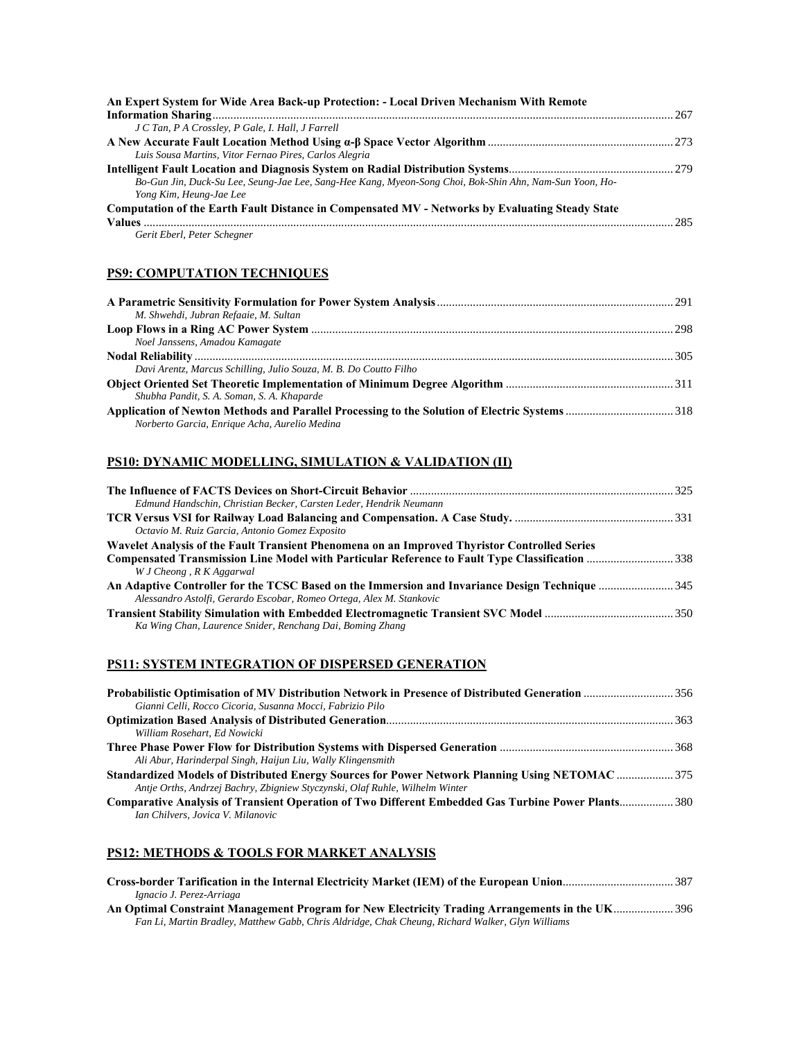**An Expert System for Wide Area Back-up Protection: - Local Driven Mechanism With Remote Information Sharing** ........ 267
*J C Tan, P A Crossley, P Gale, I. Hall, J Farrell*

**A New Accurate Fault Location Method Using α-β Space Vector Algorithm** ........ 273
*Luis Sousa Martins, Vitor Fernao Pires, Carlos Alegria*

**Intelligent Fault Location and Diagnosis System on Radial Distribution Systems** ........ 279
*Bo-Gun Jin, Duck-Su Lee, Seung-Jae Lee, Sang-Hee Kang, Myeon-Song Choi, Bok-Shin Ahn, Nam-Sun Yoon, Ho-Yong Kim, Heung-Jae Lee*

**Computation of the Earth Fault Distance in Compensated MV - Networks by Evaluating Steady State Values** ........ 285
*Gerit Eberl, Peter Schegner*

## PS9: COMPUTATION TECHNIQUES

**A Parametric Sensitivity Formulation for Power System Analysis** ........ 291
*M. Shwehdi, Jubran Refaaie, M. Sultan*

**Loop Flows in a Ring AC Power System** ........ 298
*Noel Janssens, Amadou Kamagate*

**Nodal Reliability** ........ 305
*Davi Arentz, Marcus Schilling, Julio Souza, M. B. Do Coutto Filho*

**Object Oriented Set Theoretic Implementation of Minimum Degree Algorithm** ........ 311
*Shubha Pandit, S. A. Soman, S. A. Khaparde*

**Application of Newton Methods and Parallel Processing to the Solution of Electric Systems** ........ 318
*Norberto Garcia, Enrique Acha, Aurelio Medina*

## PS10: DYNAMIC MODELLING, SIMULATION & VALIDATION (II)

**The Influence of FACTS Devices on Short-Circuit Behavior** ........ 325
*Edmund Handschin, Christian Becker, Carsten Leder, Hendrik Neumann*

**TCR Versus VSI for Railway Load Balancing and Compensation. A Case Study.** ........ 331
*Octavio M. Ruiz Garcia, Antonio Gomez Exposito*

**Wavelet Analysis of the Fault Transient Phenomena on an Improved Thyristor Controlled Series Compensated Transmission Line Model with Particular Reference to Fault Type Classification** ........ 338
*W J Cheong , R K Aggarwal*

**An Adaptive Controller for the TCSC Based on the Immersion and Invariance Design Technique** ........ 345
*Alessandro Astolfi, Gerardo Escobar, Romeo Ortega, Alex M. Stankovic*

**Transient Stability Simulation with Embedded Electromagnetic Transient SVC Model** ........ 350
*Ka Wing Chan, Laurence Snider, Renchang Dai, Boming Zhang*

## PS11: SYSTEM INTEGRATION OF DISPERSED GENERATION

**Probabilistic Optimisation of MV Distribution Network in Presence of Distributed Generation** ........ 356
*Gianni Celli, Rocco Cicoria, Susanna Mocci, Fabrizio Pilo*

**Optimization Based Analysis of Distributed Generation** ........ 363
*William Rosehart, Ed Nowicki*

**Three Phase Power Flow for Distribution Systems with Dispersed Generation** ........ 368
*Ali Abur, Harinderpal Singh, Haijun Liu, Wally Klingensmith*

**Standardized Models of Distributed Energy Sources for Power Network Planning Using NETOMAC** ........ 375
*Antje Orths, Andrzej Bachry, Zbigniew Styczynski, Olaf Ruhle, Wilhelm Winter*

**Comparative Analysis of Transient Operation of Two Different Embedded Gas Turbine Power Plants** ........ 380
*Ian Chilvers, Jovica V. Milanovic*

## PS12: METHODS & TOOLS FOR MARKET ANALYSIS

**Cross-border Tarification in the Internal Electricity Market (IEM) of the European Union** ........ 387
*Ignacio J. Perez-Arriaga*

**An Optimal Constraint Management Program for New Electricity Trading Arrangements in the UK** ........ 396
*Fan Li, Martin Bradley, Matthew Gabb, Chris Aldridge, Chak Cheung, Richard Walker, Glyn Williams*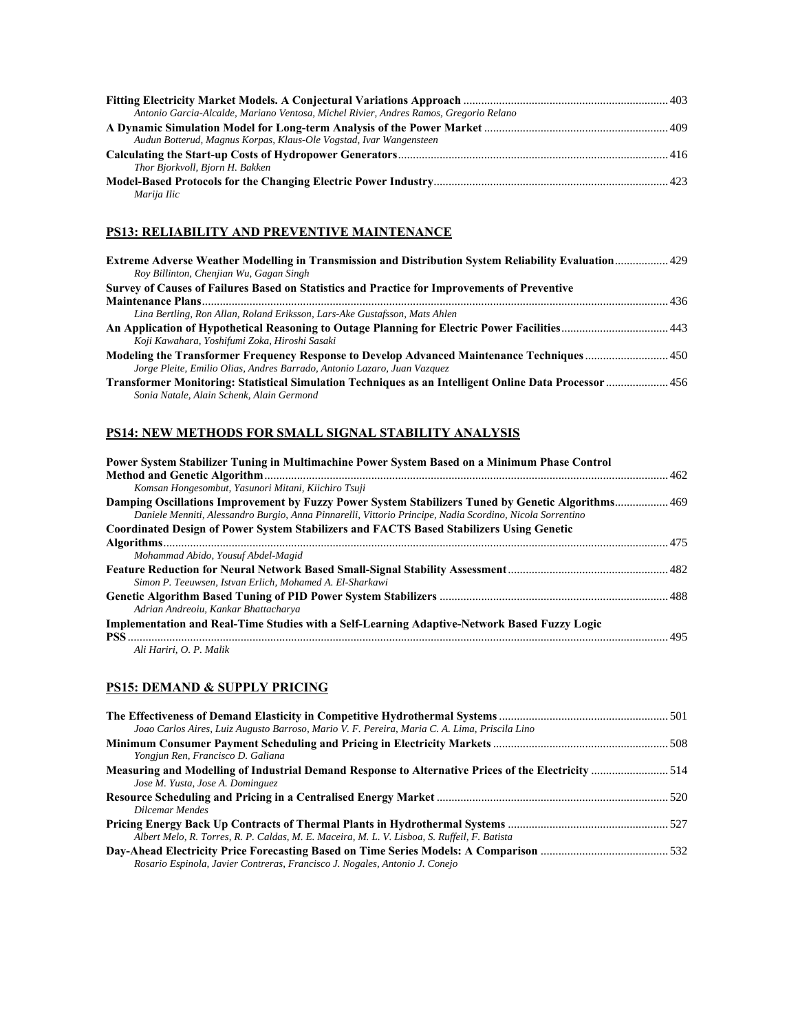**Fitting Electricity Market Models. A Conjectural Variations Approach** .................................................................... 403
*Antonio Garcia-Alcalde, Mariano Ventosa, Michel Rivier, Andres Ramos, Gregorio Relano*

**A Dynamic Simulation Model for Long-term Analysis of the Power Market** ............................................................. 409
*Audun Botterud, Magnus Korpas, Klaus-Ole Vogstad, Ivar Wangensteen*

**Calculating the Start-up Costs of Hydropower Generators**.......................................................................................... 416
*Thor Bjorkvoll, Bjorn H. Bakken*

**Model-Based Protocols for the Changing Electric Power Industry**.............................................................................. 423
*Marija Ilic*

## PS13: RELIABILITY AND PREVENTIVE MAINTENANCE

**Extreme Adverse Weather Modelling in Transmission and Distribution System Reliability Evaluation**................. 429
*Roy Billinton, Chenjian Wu, Gagan Singh*

**Survey of Causes of Failures Based on Statistics and Practice for Improvements of Preventive Maintenance Plans**.......................................................................................................................................................... 436
*Lina Bertling, Ron Allan, Roland Eriksson, Lars-Ake Gustafsson, Mats Ahlen*

**An Application of Hypothetical Reasoning to Outage Planning for Electric Power Facilities**................................... 443
*Koji Kawahara, Yoshifumi Zoka, Hiroshi Sasaki*

**Modeling the Transformer Frequency Response to Develop Advanced Maintenance Techniques** ........................... 450
*Jorge Pleite, Emilio Olias, Andres Barrado, Antonio Lazaro, Juan Vazquez*

**Transformer Monitoring: Statistical Simulation Techniques as an Intelligent Online Data Processor** .................... 456
*Sonia Natale, Alain Schenk, Alain Germond*

## PS14: NEW METHODS FOR SMALL SIGNAL STABILITY ANALYSIS

**Power System Stabilizer Tuning in Multimachine Power System Based on a Minimum Phase Control Method and Genetic Algorithm**...................................................................................................................... 462
*Komsan Hongesombut, Yasunori Mitani, Kiichiro Tsuji*

**Damping Oscillations Improvement by Fuzzy Power System Stabilizers Tuned by Genetic Algorithms**................. 469
*Daniele Menniti, Alessandro Burgio, Anna Pinnarelli, Vittorio Principe, Nadia Scordino, Nicola Sorrentino*

**Coordinated Design of Power System Stabilizers and FACTS Based Stabilizers Using Genetic Algorithms**........................................................................................................................................................ 475
*Mohammad Abido, Yousuf Abdel-Magid*

**Feature Reduction for Neural Network Based Small-Signal Stability Assessment**..................................................... 482
*Simon P. Teeuwsen, Istvan Erlich, Mohamed A. El-Sharkawi*

**Genetic Algorithm Based Tuning of PID Power System Stabilizers** ............................................................................ 488
*Adrian Andreoiu, Kankar Bhattacharya*

**Implementation and Real-Time Studies with a Self-Learning Adaptive-Network Based Fuzzy Logic PSS**................................................................................................................................................................... 495
*Ali Hariri, O. P. Malik*

## PS15: DEMAND & SUPPLY PRICING

**The Effectiveness of Demand Elasticity in Competitive Hydrothermal Systems** ........................................................ 501
*Joao Carlos Aires, Luiz Augusto Barroso, Mario V. F. Pereira, Maria C. A. Lima, Priscila Lino*

**Minimum Consumer Payment Scheduling and Pricing in Electricity Markets** .......................................................... 508
*Yongjun Ren, Francisco D. Galiana*

**Measuring and Modelling of Industrial Demand Response to Alternative Prices of the Electricity** ......................... 514
*Jose M. Yusta, Jose A. Dominguez*

**Resource Scheduling and Pricing in a Centralised Energy Market** ............................................................................. 520
*Dilcemar Mendes*

**Pricing Energy Back Up Contracts of Thermal Plants in Hydrothermal Systems** ..................................................... 527
*Albert Melo, R. Torres, R. P. Caldas, M. E. Maceira, M. L. V. Lisboa, S. Ruffeil, F. Batista*

**Day-Ahead Electricity Price Forecasting Based on Time Series Models: A Comparison** .......................................... 532
*Rosario Espinola, Javier Contreras, Francisco J. Nogales, Antonio J. Conejo*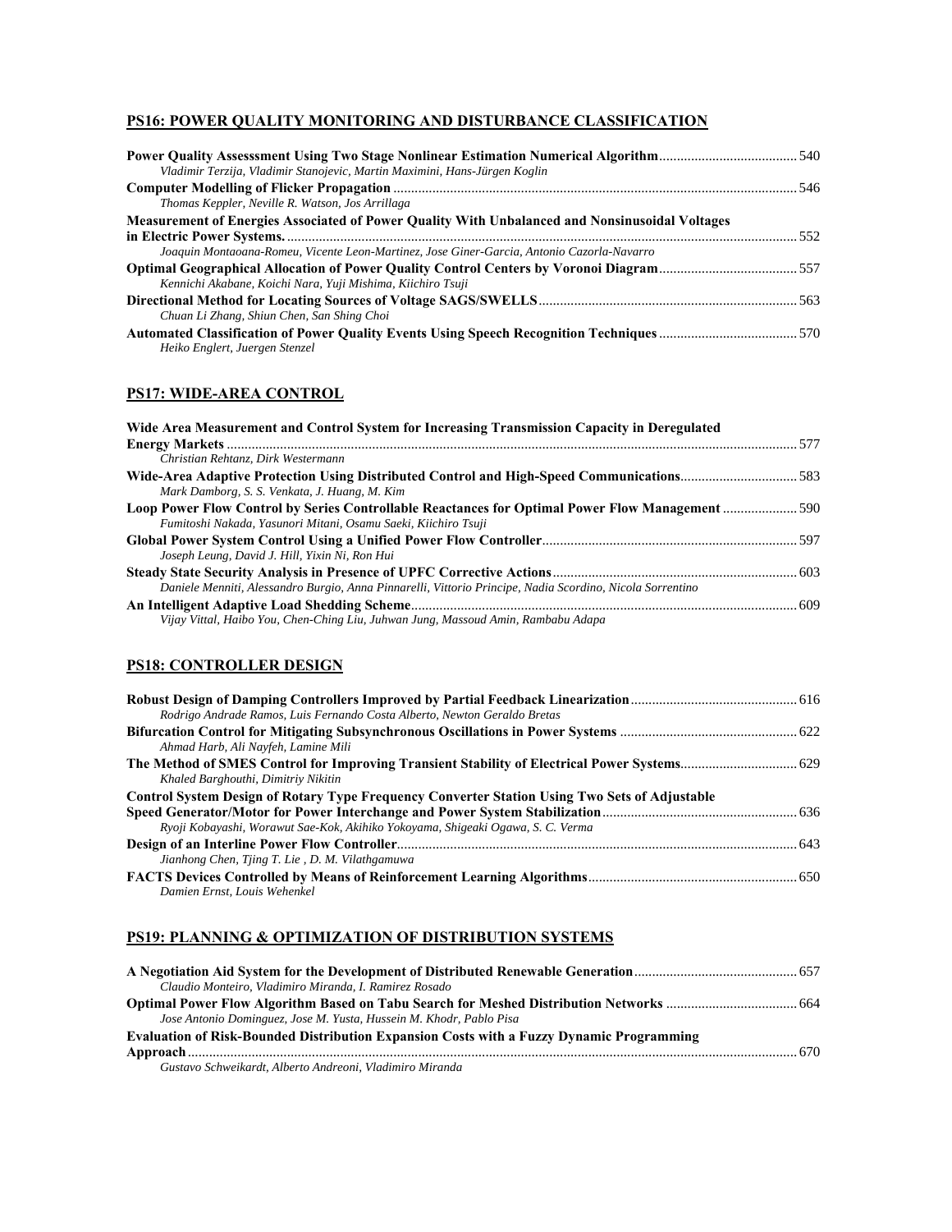## PS16: POWER QUALITY MONITORING AND DISTURBANCE CLASSIFICATION

**Power Quality Assesssment Using Two Stage Nonlinear Estimation Numerical Algorithm** ........ 540
*Vladimir Terzija, Vladimir Stanojevic, Martin Maximini, Hans-Jürgen Koglin*

**Computer Modelling of Flicker Propagation** ........ 546
*Thomas Keppler, Neville R. Watson, Jos Arrillaga*

**Measurement of Energies Associated of Power Quality With Unbalanced and Nonsinusoidal Voltages in Electric Power Systems.** ........ 552
*Joaquin Montaoana-Romeu, Vicente Leon-Martinez, Jose Giner-Garcia, Antonio Cazorla-Navarro*

**Optimal Geographical Allocation of Power Quality Control Centers by Voronoi Diagram** ........ 557
*Kennichi Akabane, Koichi Nara, Yuji Mishima, Kiichiro Tsuji*

**Directional Method for Locating Sources of Voltage SAGS/SWELLS** ........ 563
*Chuan Li Zhang, Shiun Chen, San Shing Choi*

**Automated Classification of Power Quality Events Using Speech Recognition Techniques** ........ 570
*Heiko Englert, Juergen Stenzel*

## PS17: WIDE-AREA CONTROL

**Wide Area Measurement and Control System for Increasing Transmission Capacity in Deregulated Energy Markets** ........ 577
*Christian Rehtanz, Dirk Westermann*

**Wide-Area Adaptive Protection Using Distributed Control and High-Speed Communications** ........ 583
*Mark Damborg, S. S. Venkata, J. Huang, M. Kim*

**Loop Power Flow Control by Series Controllable Reactances for Optimal Power Flow Management** ........ 590
*Fumitoshi Nakada, Yasunori Mitani, Osamu Saeki, Kiichiro Tsuji*

**Global Power System Control Using a Unified Power Flow Controller** ........ 597
*Joseph Leung, David J. Hill, Yixin Ni, Ron Hui*

**Steady State Security Analysis in Presence of UPFC Corrective Actions** ........ 603
*Daniele Menniti, Alessandro Burgio, Anna Pinnarelli, Vittorio Principe, Nadia Scordino, Nicola Sorrentino*

**An Intelligent Adaptive Load Shedding Scheme** ........ 609
*Vijay Vittal, Haibo You, Chen-Ching Liu, Juhwan Jung, Massoud Amin, Rambabu Adapa*

## PS18: CONTROLLER DESIGN

**Robust Design of Damping Controllers Improved by Partial Feedback Linearization** ........ 616
*Rodrigo Andrade Ramos, Luis Fernando Costa Alberto, Newton Geraldo Bretas*

**Bifurcation Control for Mitigating Subsynchronous Oscillations in Power Systems** ........ 622
*Ahmad Harb, Ali Nayfeh, Lamine Mili*

**The Method of SMES Control for Improving Transient Stability of Electrical Power Systems** ........ 629
*Khaled Barghouthi, Dimitriy Nikitin*

**Control System Design of Rotary Type Frequency Converter Station Using Two Sets of Adjustable Speed Generator/Motor for Power Interchange and Power System Stabilization** ........ 636
*Ryoji Kobayashi, Worawut Sae-Kok, Akihiko Yokoyama, Shigeaki Ogawa, S. C. Verma*

**Design of an Interline Power Flow Controller** ........ 643
*Jianhong Chen, Tjing T. Lie , D. M. Vilathgamuwa*

**FACTS Devices Controlled by Means of Reinforcement Learning Algorithms** ........ 650
*Damien Ernst, Louis Wehenkel*

## PS19: PLANNING & OPTIMIZATION OF DISTRIBUTION SYSTEMS

**A Negotiation Aid System for the Development of Distributed Renewable Generation** ........ 657
*Claudio Monteiro, Vladimiro Miranda, I. Ramirez Rosado*

**Optimal Power Flow Algorithm Based on Tabu Search for Meshed Distribution Networks** ........ 664
*Jose Antonio Dominguez, Jose M. Yusta, Hussein M. Khodr, Pablo Pisa*

**Evaluation of Risk-Bounded Distribution Expansion Costs with a Fuzzy Dynamic Programming Approach** ........ 670
*Gustavo Schweikardt, Alberto Andreoni, Vladimiro Miranda*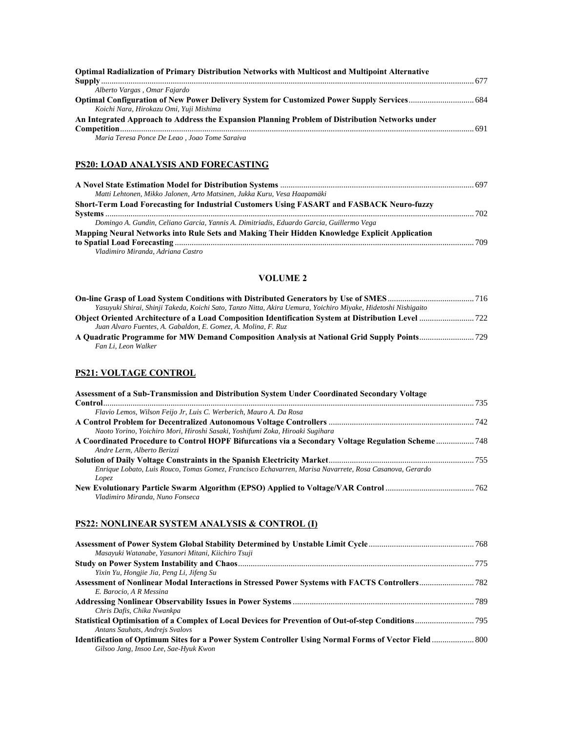**Optimal Radialization of Primary Distribution Networks with Multicost and Multipoint Alternative Supply** ........ 677
*Alberto Vargas , Omar Fajardo*

**Optimal Configuration of New Power Delivery System for Customized Power Supply Services** ........ 684
*Koichi Nara, Hirokazu Omi, Yuji Mishima*

**An Integrated Approach to Address the Expansion Planning Problem of Distribution Networks under Competition** ........ 691
*Maria Teresa Ponce De Leao , Joao Tome Saraiva*

## PS20: LOAD ANALYSIS AND FORECASTING

**A Novel State Estimation Model for Distribution Systems** ........ 697
*Matti Lehtonen, Mikko Jalonen, Arto Matsinen, Jukka Kuru, Vesa Haapamäki*

**Short-Term Load Forecasting for Industrial Customers Using FASART and FASBACK Neuro-fuzzy Systems** ........ 702
*Domingo A. Gundin, Celiano Garcia, Yannis A. Dimitriadis, Eduardo Garcia, Guillermo Vega*

**Mapping Neural Networks into Rule Sets and Making Their Hidden Knowledge Explicit Application to Spatial Load Forecasting** ........ 709
*Vladimiro Miranda, Adriana Castro*

# VOLUME 2

**On-line Grasp of Load System Conditions with Distributed Generators by Use of SMES** ........ 716
*Yasuyuki Shirai, Shinji Takeda, Koichi Sato, Tanzo Nitta, Akira Uemura, Yoichiro Miyake, Hidetoshi Nishigaito*

**Object Oriented Architecture of a Load Composition Identification System at Distribution Level** ........ 722
*Juan Alvaro Fuentes, A. Gabaldon, E. Gomez, A. Molina, F. Ruz*

**A Quadratic Programme for MW Demand Composition Analysis at National Grid Supply Points** ........ 729
*Fan Li, Leon Walker*

## PS21: VOLTAGE CONTROL

**Assessment of a Sub-Transmission and Distribution System Under Coordinated Secondary Voltage Control** ........ 735
*Flavio Lemos, Wilson Feijo Jr, Luis C. Werberich, Mauro A. Da Rosa*

**A Control Problem for Decentralized Autonomous Voltage Controllers** ........ 742
*Naoto Yorino, Yoichiro Mori, Hiroshi Sasaki, Yoshifumi Zoka, Hiroaki Sugihara*

**A Coordinated Procedure to Control HOPF Bifurcations via a Secondary Voltage Regulation Scheme** ........ 748
*Andre Lerm, Alberto Berizzi*

**Solution of Daily Voltage Constraints in the Spanish Electricity Market** ........ 755
*Enrique Lobato, Luis Rouco, Tomas Gomez, Francisco Echavarren, Marisa Navarrete, Rosa Casanova, Gerardo Lopez*

**New Evolutionary Particle Swarm Algorithm (EPSO) Applied to Voltage/VAR Control** ........ 762
*Vladimiro Miranda, Nuno Fonseca*

## PS22: NONLINEAR SYSTEM ANALYSIS & CONTROL (I)

**Assessment of Power System Global Stability Determined by Unstable Limit Cycle** ........ 768
*Masayuki Watanabe, Yasunori Mitani, Kiichiro Tsuji*

**Study on Power System Instability and Chaos** ........ 775
*Yixin Yu, Hongjie Jia, Peng Li, Jifeng Su*

**Assessment of Nonlinear Modal Interactions in Stressed Power Systems with FACTS Controllers** ........ 782
*E. Barocio, A R Messina*

**Addressing Nonlinear Observability Issues in Power Systems** ........ 789
*Chris Dafis, Chika Nwankpa*

**Statistical Optimisation of a Complex of Local Devices for Prevention of Out-of-step Conditions** ........ 795
*Antans Sauhats, Andrejs Svalovs*

**Identification of Optimum Sites for a Power System Controller Using Normal Forms of Vector Field** ........ 800
*Gilsoo Jang, Insoo Lee, Sae-Hyuk Kwon*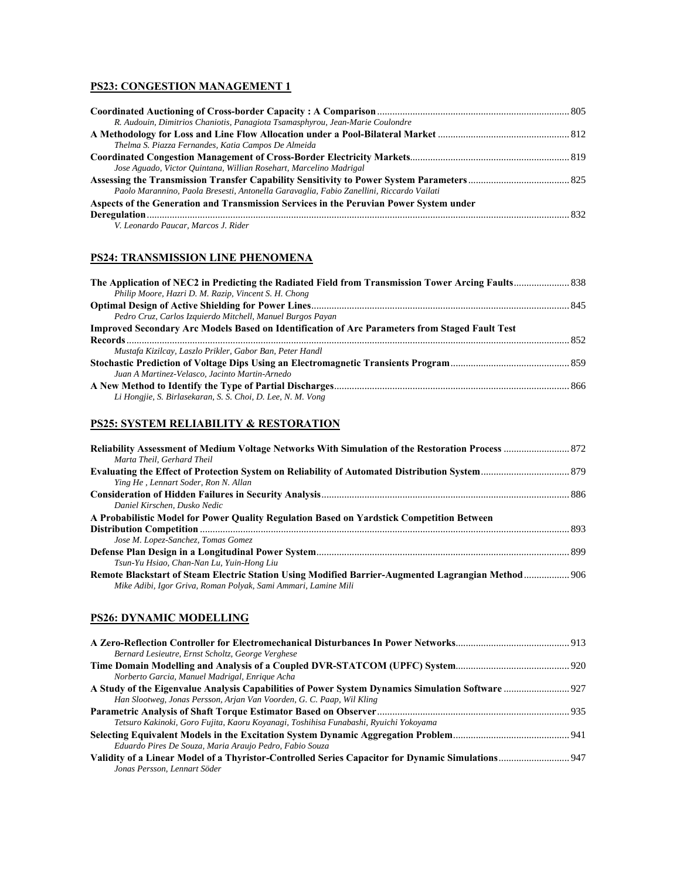## PS23: CONGESTION MANAGEMENT 1

**Coordinated Auctioning of Cross-border Capacity : A Comparison** ... 805
*R. Audouin, Dimitrios Chaniotis, Panagiota Tsamasphyrou, Jean-Marie Coulondre*

**A Methodology for Loss and Line Flow Allocation under a Pool-Bilateral Market** ... 812
*Thelma S. Piazza Fernandes, Katia Campos De Almeida*

**Coordinated Congestion Management of Cross-Border Electricity Markets** ... 819
*Jose Aguado, Victor Quintana, Willian Rosehart, Marcelino Madrigal*

**Assessing the Transmission Transfer Capability Sensitivity to Power System Parameters** ... 825
*Paolo Marannino, Paola Bresesti, Antonella Garavaglia, Fabio Zanellini, Riccardo Vailati*

**Aspects of the Generation and Transmission Services in the Peruvian Power System under Deregulation** ... 832
*V. Leonardo Paucar, Marcos J. Rider*

## PS24: TRANSMISSION LINE PHENOMENA

**The Application of NEC2 in Predicting the Radiated Field from Transmission Tower Arcing Faults** ... 838
*Philip Moore, Hazri D. M. Razip, Vincent S. H. Chong*

**Optimal Design of Active Shielding for Power Lines** ... 845
*Pedro Cruz, Carlos Izquierdo Mitchell, Manuel Burgos Payan*

**Improved Secondary Arc Models Based on Identification of Arc Parameters from Staged Fault Test Records** ... 852
*Mustafa Kizilcay, Laszlo Prikler, Gabor Ban, Peter Handl*

**Stochastic Prediction of Voltage Dips Using an Electromagnetic Transients Program** ... 859
*Juan A Martinez-Velasco, Jacinto Martin-Arnedo*

**A New Method to Identify the Type of Partial Discharges** ... 866
*Li Hongjie, S. Birlasekaran, S. S. Choi, D. Lee, N. M. Vong*

## PS25: SYSTEM RELIABILITY & RESTORATION

**Reliability Assessment of Medium Voltage Networks With Simulation of the Restoration Process** ... 872
*Marta Theil, Gerhard Theil*

**Evaluating the Effect of Protection System on Reliability of Automated Distribution System** ... 879
*Ying He , Lennart Soder, Ron N. Allan*

**Consideration of Hidden Failures in Security Analysis** ... 886
*Daniel Kirschen, Dusko Nedic*

**A Probabilistic Model for Power Quality Regulation Based on Yardstick Competition Between Distribution Competition** ... 893
*Jose M. Lopez-Sanchez, Tomas Gomez*

**Defense Plan Design in a Longitudinal Power System** ... 899
*Tsun-Yu Hsiao, Chan-Nan Lu, Yuin-Hong Liu*

**Remote Blackstart of Steam Electric Station Using Modified Barrier-Augmented Lagrangian Method** ... 906
*Mike Adibi, Igor Griva, Roman Polyak, Sami Ammari, Lamine Mili*

## PS26: DYNAMIC MODELLING

**A Zero-Reflection Controller for Electromechanical Disturbances In Power Networks** ... 913
*Bernard Lesieutre, Ernst Scholtz, George Verghese*

**Time Domain Modelling and Analysis of a Coupled DVR-STATCOM (UPFC) System** ... 920
*Norberto Garcia, Manuel Madrigal, Enrique Acha*

**A Study of the Eigenvalue Analysis Capabilities of Power System Dynamics Simulation Software** ... 927
*Han Slootweg, Jonas Persson, Arjan Van Voorden, G. C. Paap, Wil Kling*

**Parametric Analysis of Shaft Torque Estimator Based on Observer** ... 935
*Tetsuro Kakinoki, Goro Fujita, Kaoru Koyanagi, Toshihisa Funabashi, Ryuichi Yokoyama*

**Selecting Equivalent Models in the Excitation System Dynamic Aggregation Problem** ... 941
*Eduardo Pires De Souza, Maria Araujo Pedro, Fabio Souza*

**Validity of a Linear Model of a Thyristor-Controlled Series Capacitor for Dynamic Simulations** ... 947
*Jonas Persson, Lennart Söder*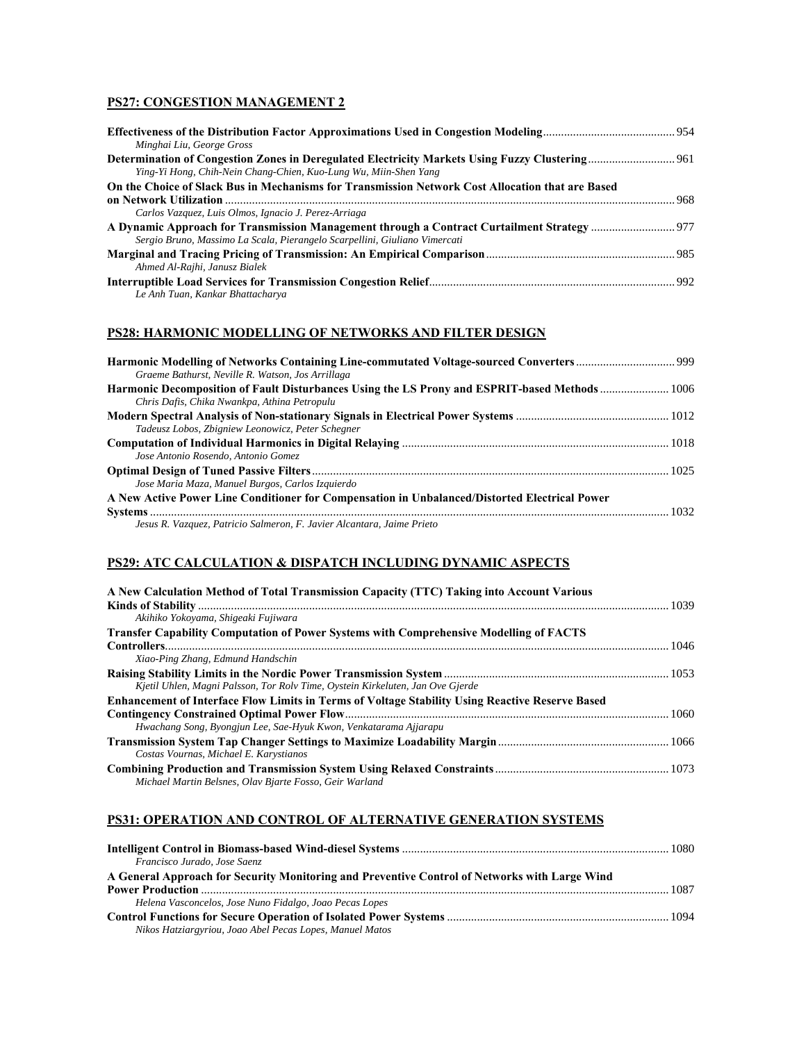## PS27: CONGESTION MANAGEMENT 2

**Effectiveness of the Distribution Factor Approximations Used in Congestion Modeling** ... 954
*Minghai Liu, George Gross*

**Determination of Congestion Zones in Deregulated Electricity Markets Using Fuzzy Clustering** ... 961
*Ying-Yi Hong, Chih-Nein Chang-Chien, Kuo-Lung Wu, Miin-Shen Yang*

**On the Choice of Slack Bus in Mechanisms for Transmission Network Cost Allocation that are Based on Network Utilization** ... 968
*Carlos Vazquez, Luis Olmos, Ignacio J. Perez-Arriaga*

**A Dynamic Approach for Transmission Management through a Contract Curtailment Strategy** ... 977
*Sergio Bruno, Massimo La Scala, Pierangelo Scarpellini, Giuliano Vimercati*

**Marginal and Tracing Pricing of Transmission: An Empirical Comparison** ... 985
*Ahmed Al-Rajhi, Janusz Bialek*

**Interruptible Load Services for Transmission Congestion Relief** ... 992
*Le Anh Tuan, Kankar Bhattacharya*

## PS28: HARMONIC MODELLING OF NETWORKS AND FILTER DESIGN

**Harmonic Modelling of Networks Containing Line-commutated Voltage-sourced Converters** ... 999
*Graeme Bathurst, Neville R. Watson, Jos Arrillaga*

**Harmonic Decomposition of Fault Disturbances Using the LS Prony and ESPRIT-based Methods** ... 1006
*Chris Dafis, Chika Nwankpa, Athina Petropulu*

**Modern Spectral Analysis of Non-stationary Signals in Electrical Power Systems** ... 1012
*Tadeusz Lobos, Zbigniew Leonowicz, Peter Schegner*

**Computation of Individual Harmonics in Digital Relaying** ... 1018
*Jose Antonio Rosendo, Antonio Gomez*

**Optimal Design of Tuned Passive Filters** ... 1025
*Jose Maria Maza, Manuel Burgos, Carlos Izquierdo*

**A New Active Power Line Conditioner for Compensation in Unbalanced/Distorted Electrical Power Systems** ... 1032
*Jesus R. Vazquez, Patricio Salmeron, F. Javier Alcantara, Jaime Prieto*

## PS29: ATC CALCULATION & DISPATCH INCLUDING DYNAMIC ASPECTS

**A New Calculation Method of Total Transmission Capacity (TTC) Taking into Account Various Kinds of Stability** ... 1039
*Akihiko Yokoyama, Shigeaki Fujiwara*

**Transfer Capability Computation of Power Systems with Comprehensive Modelling of FACTS Controllers** ... 1046
*Xiao-Ping Zhang, Edmund Handschin*

**Raising Stability Limits in the Nordic Power Transmission System** ... 1053
*Kjetil Uhlen, Magni Palsson, Tor Rolv Time, Oystein Kirkeluten, Jan Ove Gjerde*

**Enhancement of Interface Flow Limits in Terms of Voltage Stability Using Reactive Reserve Based Contingency Constrained Optimal Power Flow** ... 1060
*Hwachang Song, Byongjun Lee, Sae-Hyuk Kwon, Venkatarama Ajjarapu*

**Transmission System Tap Changer Settings to Maximize Loadability Margin** ... 1066
*Costas Vournas, Michael E. Karystianos*

**Combining Production and Transmission System Using Relaxed Constraints** ... 1073
*Michael Martin Belsnes, Olav Bjarte Fosso, Geir Warland*

## PS31: OPERATION AND CONTROL OF ALTERNATIVE GENERATION SYSTEMS

**Intelligent Control in Biomass-based Wind-diesel Systems** ... 1080
*Francisco Jurado, Jose Saenz*

**A General Approach for Security Monitoring and Preventive Control of Networks with Large Wind Power Production** ... 1087
*Helena Vasconcelos, Jose Nuno Fidalgo, Joao Pecas Lopes*

**Control Functions for Secure Operation of Isolated Power Systems** ... 1094
*Nikos Hatziargyriou, Joao Abel Pecas Lopes, Manuel Matos*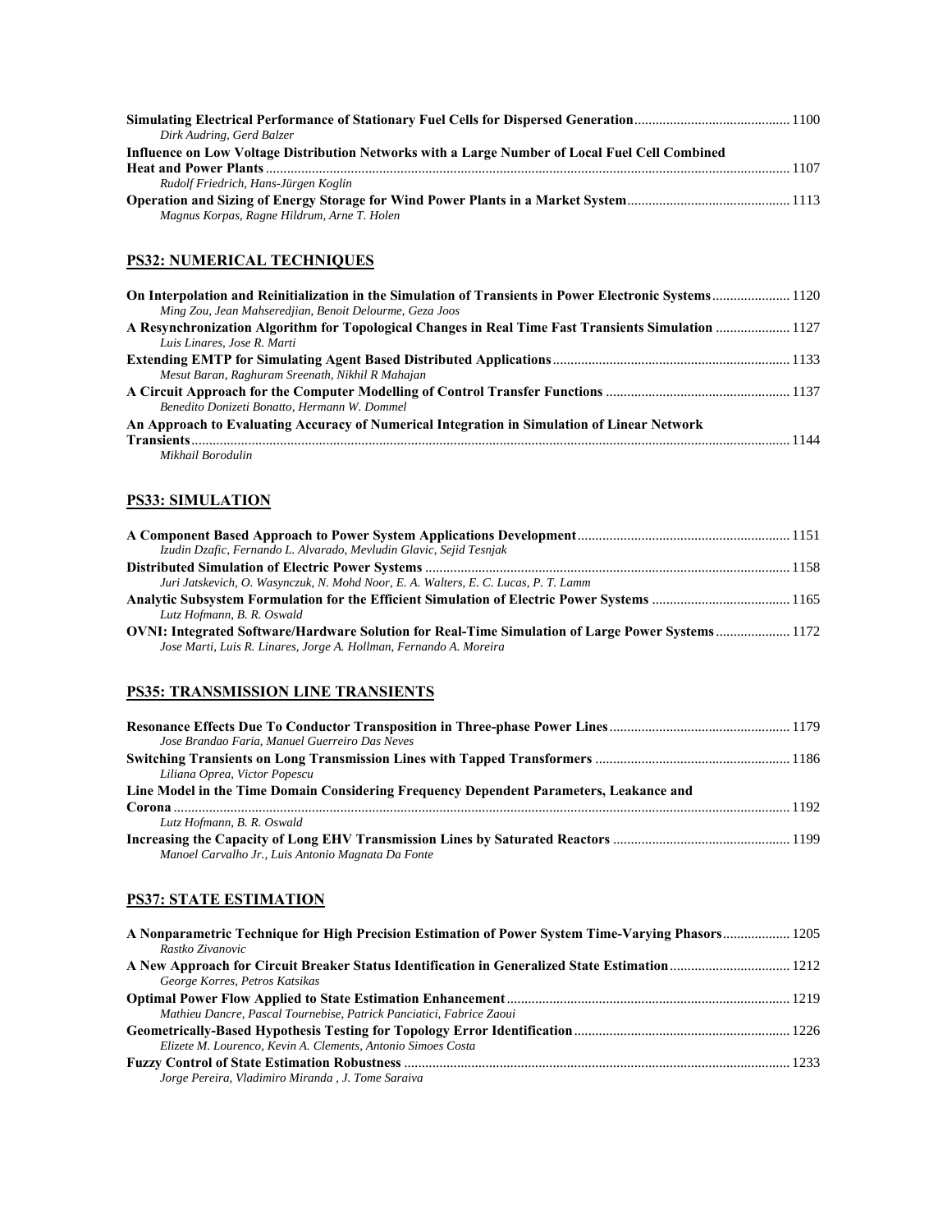**Simulating Electrical Performance of Stationary Fuel Cells for Dispersed Generation** ............ 1100
*Dirk Audring, Gerd Balzer*

**Influence on Low Voltage Distribution Networks with a Large Number of Local Fuel Cell Combined Heat and Power Plants** ............ 1107
*Rudolf Friedrich, Hans-Jürgen Koglin*

**Operation and Sizing of Energy Storage for Wind Power Plants in a Market System** ............ 1113
*Magnus Korpas, Ragne Hildrum, Arne T. Holen*

## PS32: NUMERICAL TECHNIQUES

**On Interpolation and Reinitialization in the Simulation of Transients in Power Electronic Systems** ............ 1120
*Ming Zou, Jean Mahseredjian, Benoit Delourme, Geza Joos*

**A Resynchronization Algorithm for Topological Changes in Real Time Fast Transients Simulation** ............ 1127
*Luis Linares, Jose R. Marti*

**Extending EMTP for Simulating Agent Based Distributed Applications** ............ 1133
*Mesut Baran, Raghuram Sreenath, Nikhil R Mahajan*

**A Circuit Approach for the Computer Modelling of Control Transfer Functions** ............ 1137
*Benedito Donizeti Bonatto, Hermann W. Dommel*

**An Approach to Evaluating Accuracy of Numerical Integration in Simulation of Linear Network Transients** ............ 1144
*Mikhail Borodulin*

## PS33: SIMULATION

**A Component Based Approach to Power System Applications Development** ............ 1151
*Izudin Dzafic, Fernando L. Alvarado, Mevludin Glavic, Sejid Tesnjak*

**Distributed Simulation of Electric Power Systems** ............ 1158
*Juri Jatskevich, O. Wasynczuk, N. Mohd Noor, E. A. Walters, E. C. Lucas, P. T. Lamm*

**Analytic Subsystem Formulation for the Efficient Simulation of Electric Power Systems** ............ 1165
*Lutz Hofmann, B. R. Oswald*

**OVNI: Integrated Software/Hardware Solution for Real-Time Simulation of Large Power Systems** ............ 1172
*Jose Marti, Luis R. Linares, Jorge A. Hollman, Fernando A. Moreira*

## PS35: TRANSMISSION LINE TRANSIENTS

**Resonance Effects Due To Conductor Transposition in Three-phase Power Lines** ............ 1179
*Jose Brandao Faria, Manuel Guerreiro Das Neves*

**Switching Transients on Long Transmission Lines with Tapped Transformers** ............ 1186
*Liliana Oprea, Victor Popescu*

**Line Model in the Time Domain Considering Frequency Dependent Parameters, Leakance and Corona** ............ 1192
*Lutz Hofmann, B. R. Oswald*

**Increasing the Capacity of Long EHV Transmission Lines by Saturated Reactors** ............ 1199
*Manoel Carvalho Jr., Luis Antonio Magnata Da Fonte*

## PS37: STATE ESTIMATION

**A Nonparametric Technique for High Precision Estimation of Power System Time-Varying Phasors** ............ 1205
*Rastko Zivanovic*

**A New Approach for Circuit Breaker Status Identification in Generalized State Estimation** ............ 1212
*George Korres, Petros Katsikas*

**Optimal Power Flow Applied to State Estimation Enhancement** ............ 1219
*Mathieu Dancre, Pascal Tournebise, Patrick Panciatici, Fabrice Zaoui*

**Geometrically-Based Hypothesis Testing for Topology Error Identification** ............ 1226
*Elizete M. Lourenco, Kevin A. Clements, Antonio Simoes Costa*

**Fuzzy Control of State Estimation Robustness** ............ 1233
*Jorge Pereira, Vladimiro Miranda , J. Tome Saraiva*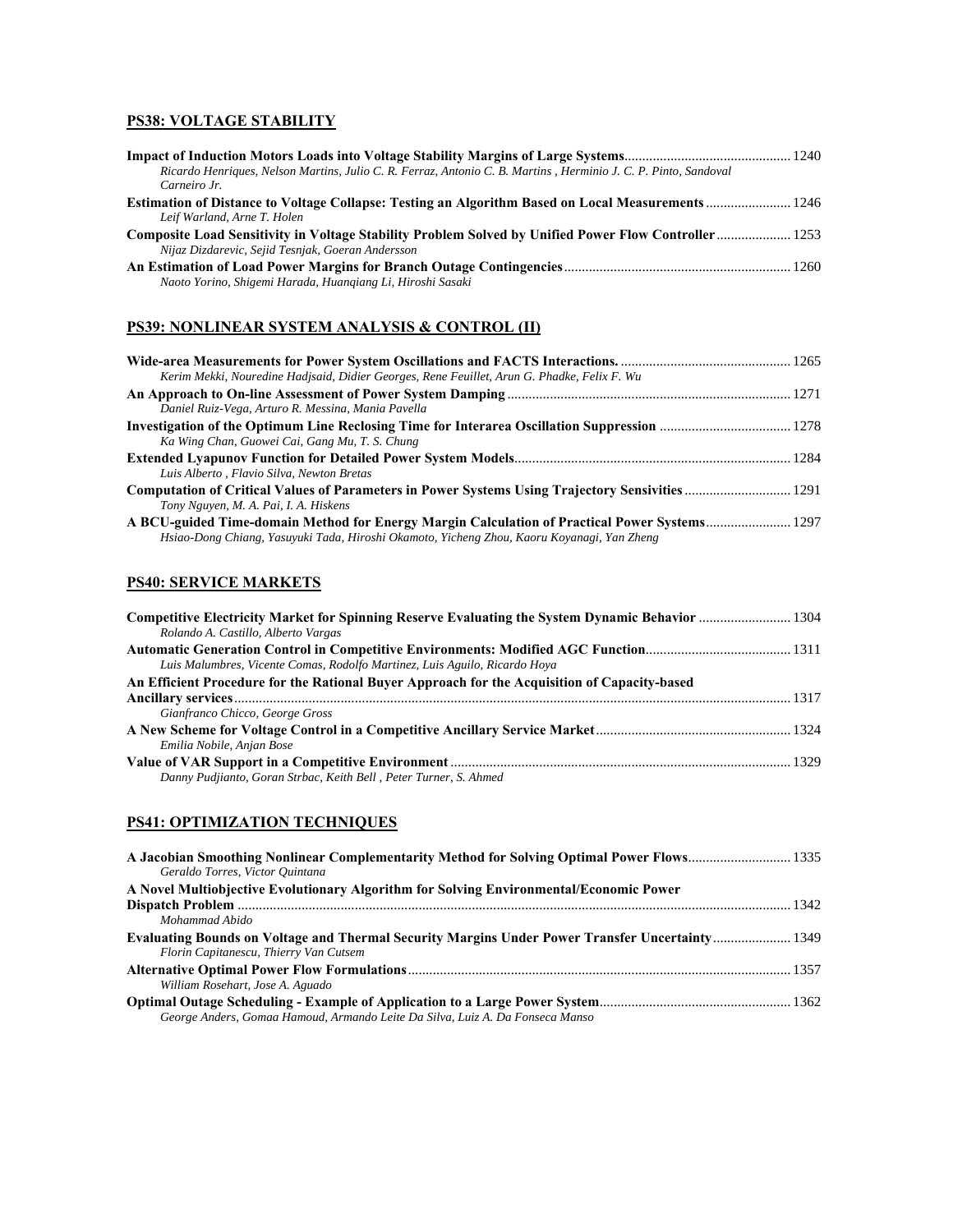## PS38: VOLTAGE STABILITY

**Impact of Induction Motors Loads into Voltage Stability Margins of Large Systems** ............................................. 1240
*Ricardo Henriques, Nelson Martins, Julio C. R. Ferraz, Antonio C. B. Martins , Herminio J. C. P. Pinto, Sandoval Carneiro Jr.*

**Estimation of Distance to Voltage Collapse: Testing an Algorithm Based on Local Measurements** ....................... 1246
*Leif Warland, Arne T. Holen*

**Composite Load Sensitivity in Voltage Stability Problem Solved by Unified Power Flow Controller** .................... 1253
*Nijaz Dizdarevic, Sejid Tesnjak, Goeran Andersson*

**An Estimation of Load Power Margins for Branch Outage Contingencies** ............................................................... 1260
*Naoto Yorino, Shigemi Harada, Huanqiang Li, Hiroshi Sasaki*

## PS39: NONLINEAR SYSTEM ANALYSIS & CONTROL (II)

**Wide-area Measurements for Power System Oscillations and FACTS Interactions.** ............................................... 1265
*Kerim Mekki, Nouredine Hadjsaid, Didier Georges, Rene Feuillet, Arun G. Phadke, Felix F. Wu*

**An Approach to On-line Assessment of Power System Damping** .............................................................................. 1271
*Daniel Ruiz-Vega, Arturo R. Messina, Mania Pavella*

**Investigation of the Optimum Line Reclosing Time for Interarea Oscillation Suppression** .................................... 1278
*Ka Wing Chan, Guowei Cai, Gang Mu, T. S. Chung*

**Extended Lyapunov Function for Detailed Power System Models** ............................................................................ 1284
*Luis Alberto , Flavio Silva, Newton Bretas*

**Computation of Critical Values of Parameters in Power Systems Using Trajectory Sensitivities** ............................ 1291
*Tony Nguyen, M. A. Pai, I. A. Hiskens*

**A BCU-guided Time-domain Method for Energy Margin Calculation of Practical Power Systems** ....................... 1297
*Hsiao-Dong Chiang, Yasuyuki Tada, Hiroshi Okamoto, Yicheng Zhou, Kaoru Koyanagi, Yan Zheng*

## PS40: SERVICE MARKETS

**Competitive Electricity Market for Spinning Reserve Evaluating the System Dynamic Behavior** ......................... 1304
*Rolando A. Castillo, Alberto Vargas*

**Automatic Generation Control in Competitive Environments: Modified AGC Function** ........................................ 1311
*Luis Malumbres, Vicente Comas, Rodolfo Martinez, Luis Aguilo, Ricardo Hoya*

**An Efficient Procedure for the Rational Buyer Approach for the Acquisition of Capacity-based Ancillary services** ........................................................................................................................................................... 1317
*Gianfranco Chicco, George Gross*

**A New Scheme for Voltage Control in a Competitive Ancillary Service Market** ...................................................... 1324
*Emilia Nobile, Anjan Bose*

**Value of VAR Support in a Competitive Environment** .............................................................................................. 1329
*Danny Pudjianto, Goran Strbac, Keith Bell , Peter Turner, S. Ahmed*

## PS41: OPTIMIZATION TECHNIQUES

**A Jacobian Smoothing Nonlinear Complementarity Method for Solving Optimal Power Flows** ............................ 1335
*Geraldo Torres, Victor Quintana*

**A Novel Multiobjective Evolutionary Algorithm for Solving Environmental/Economic Power Dispatch Problem** ........................................................................................................................................................... 1342
*Mohammad Abido*

**Evaluating Bounds on Voltage and Thermal Security Margins Under Power Transfer Uncertainty** ..................... 1349
*Florin Capitanescu, Thierry Van Cutsem*

**Alternative Optimal Power Flow Formulations** ........................................................................................................... 1357
*William Rosehart, Jose A. Aguado*

**Optimal Outage Scheduling - Example of Application to a Large Power System** ..................................................... 1362
*George Anders, Gomaa Hamoud, Armando Leite Da Silva, Luiz A. Da Fonseca Manso*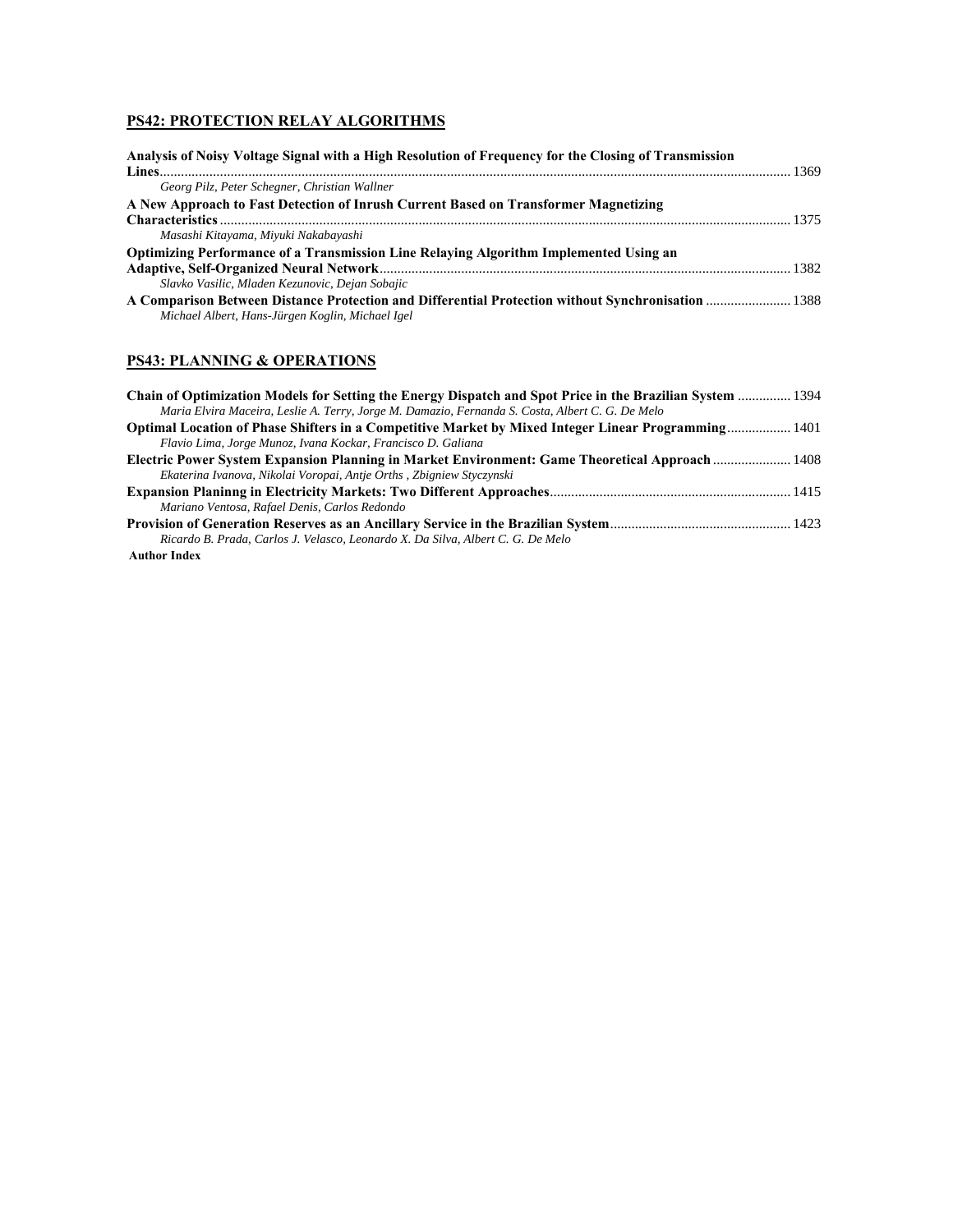## PS42: PROTECTION RELAY ALGORITHMS

**Analysis of Noisy Voltage Signal with a High Resolution of Frequency for the Closing of Transmission Lines**.......... 1369
*Georg Pilz, Peter Schegner, Christian Wallner*

**A New Approach to Fast Detection of Inrush Current Based on Transformer Magnetizing Characteristics**.......... 1375
*Masashi Kitayama, Miyuki Nakabayashi*

**Optimizing Performance of a Transmission Line Relaying Algorithm Implemented Using an Adaptive, Self-Organized Neural Network**.......... 1382
*Slavko Vasilic, Mladen Kezunovic, Dejan Sobajic*

**A Comparison Between Distance Protection and Differential Protection without Synchronisation** .......... 1388
*Michael Albert, Hans-Jürgen Koglin, Michael Igel*

## PS43: PLANNING & OPERATIONS

**Chain of Optimization Models for Setting the Energy Dispatch and Spot Price in the Brazilian System** .......... 1394
*Maria Elvira Maceira, Leslie A. Terry, Jorge M. Damazio, Fernanda S. Costa, Albert C. G. De Melo*

**Optimal Location of Phase Shifters in a Competitive Market by Mixed Integer Linear Programming**.......... 1401
*Flavio Lima, Jorge Munoz, Ivana Kockar, Francisco D. Galiana*

**Electric Power System Expansion Planning in Market Environment: Game Theoretical Approach** .......... 1408
*Ekaterina Ivanova, Nikolai Voropai, Antje Orths , Zbigniew Styczynski*

**Expansion Planinng in Electricity Markets: Two Different Approaches**.......... 1415
*Mariano Ventosa, Rafael Denis, Carlos Redondo*

**Provision of Generation Reserves as an Ancillary Service in the Brazilian System**.......... 1423
*Ricardo B. Prada, Carlos J. Velasco, Leonardo X. Da Silva, Albert C. G. De Melo*

**Author Index**